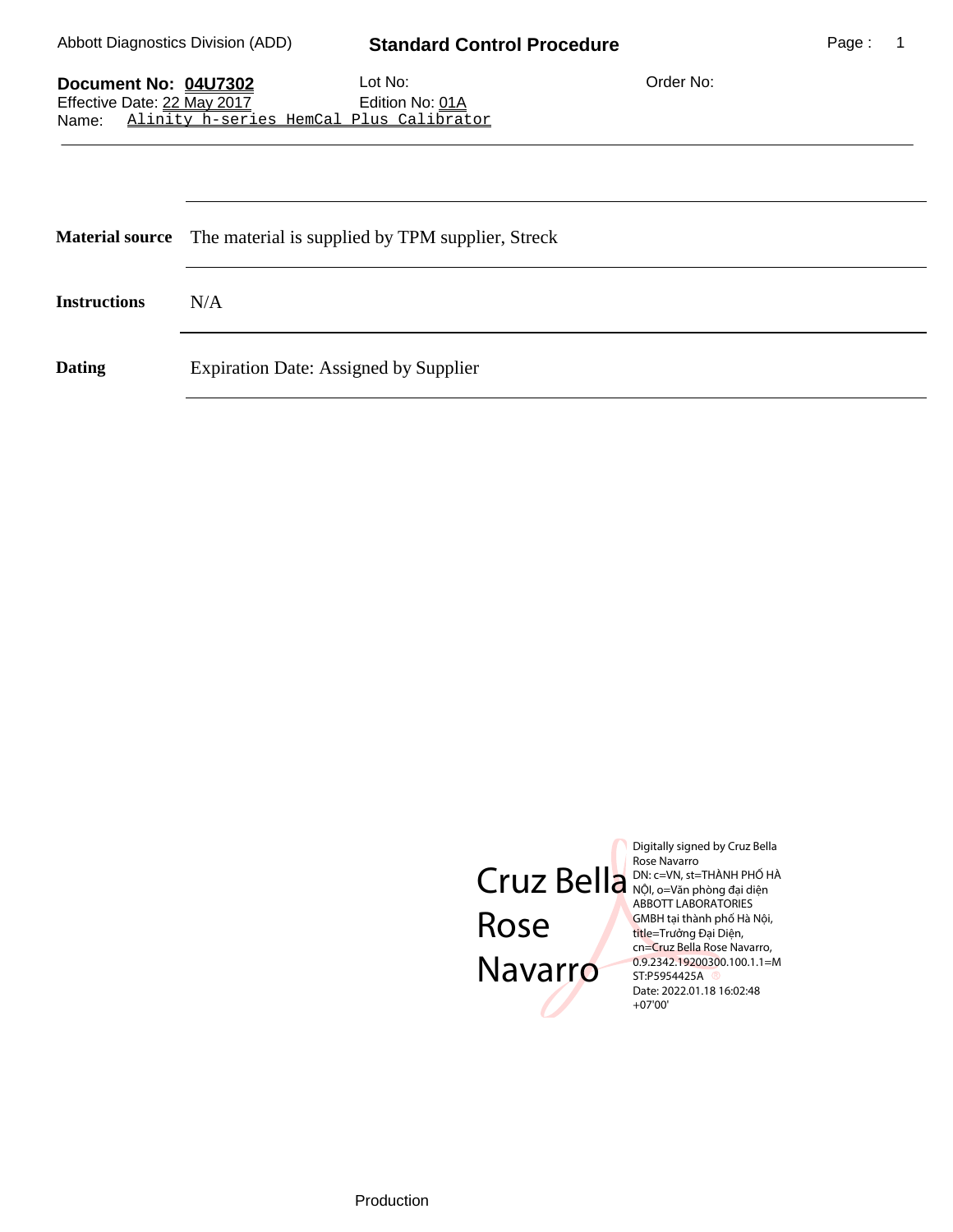Abbott Diagnostics Division (ADD)

**Standard Control Procedure**

**Document No: 04U7302**
Effective Date: 22 May 2017
Name: Alinity h-series HemCal Plus Calibrator

Lot No:
Edition No: 01A

Order No:

| | |
|---|---|
| **Material source** | The material is supplied by TPM supplier, Streck |
| **Instructions** | N/A |
| **Dating** | Expiration Date: Assigned by Supplier |

Cruz Bella Rose Navarro

Digitally signed by Cruz Bella Rose Navarro
DN: c=VN, st=THÀNH PHỐ HÀ NỘI, o=Văn phòng đại diện ABBOTT LABORATORIES GMBH tại thành phố Hà Nội, title=Trưởng Đại Diện, cn=Cruz Bella Rose Navarro, 0.9.2342.19200300.100.1.1=MST:P5954425A
Date: 2022.01.18 16:02:48 +07'00'

Production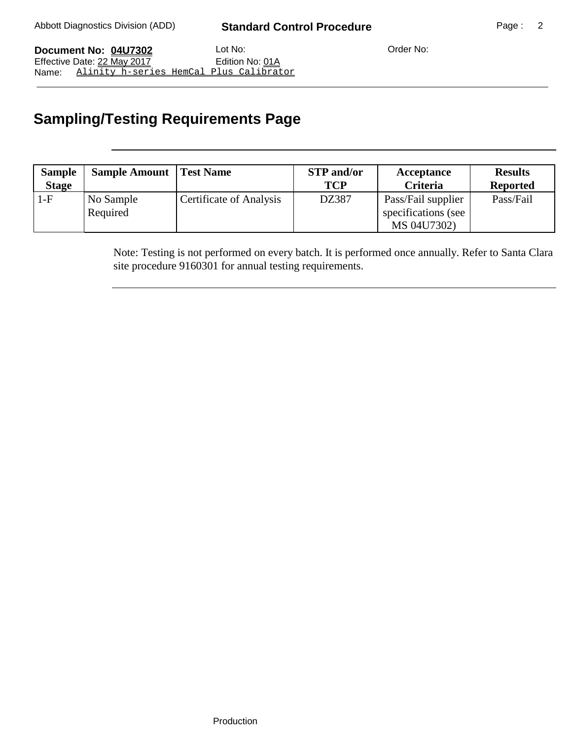# Sampling/Testing Requirements Page

| Sample Stage | Sample Amount | Test Name | STP and/or TCP | Acceptance Criteria | Results Reported |
|---|---|---|---|---|---|
| 1-F | No Sample Required | Certificate of Analysis | DZ387 | Pass/Fail supplier specifications (see MS 04U7302) | Pass/Fail |

Note: Testing is not performed on every batch. It is performed once annually. Refer to Santa Clara site procedure 9160301 for annual testing requirements.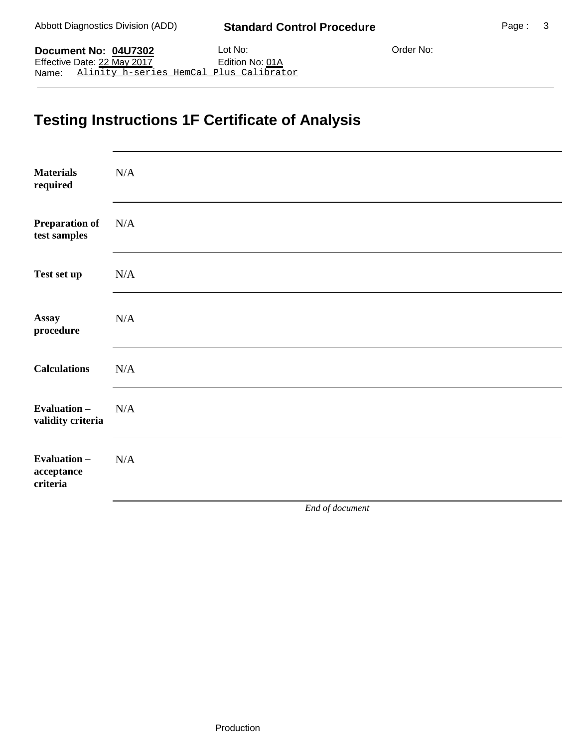# Testing Instructions 1F Certificate of Analysis

| | |
|---|---|
| **Materials required** | N/A |
| **Preparation of test samples** | N/A |
| **Test set up** | N/A |
| **Assay procedure** | N/A |
| **Calculations** | N/A |
| **Evaluation – validity criteria** | N/A |
| **Evaluation – acceptance criteria** | N/A |

*End of document*